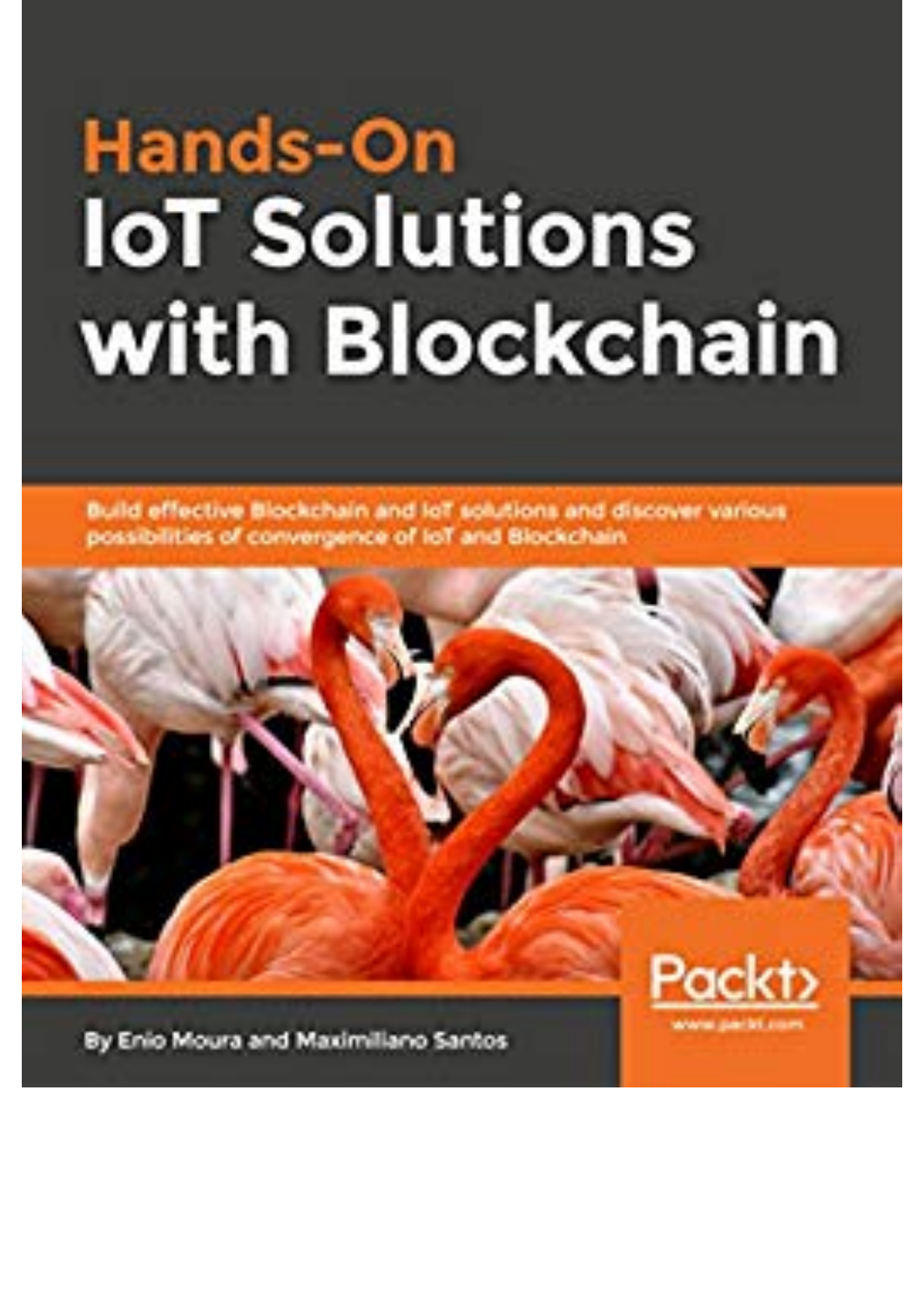# Hands-On IoT Solutions with Blockchain

Build effective Blockchain and IoT solutions and discover various possibilities of convergence of IoT and Blockchain

Packt>

www.packt.com

By Enio Moura and Maximiliano Santos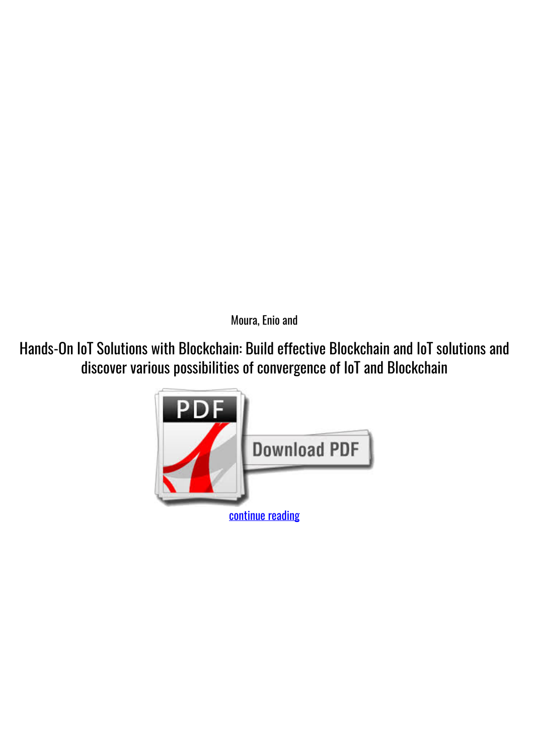Moura, Enio and

# Hands-On IoT Solutions with Blockchain: Build effective Blockchain and IoT solutions and discover various possibilities of convergence of IoT and Blockchain

continue reading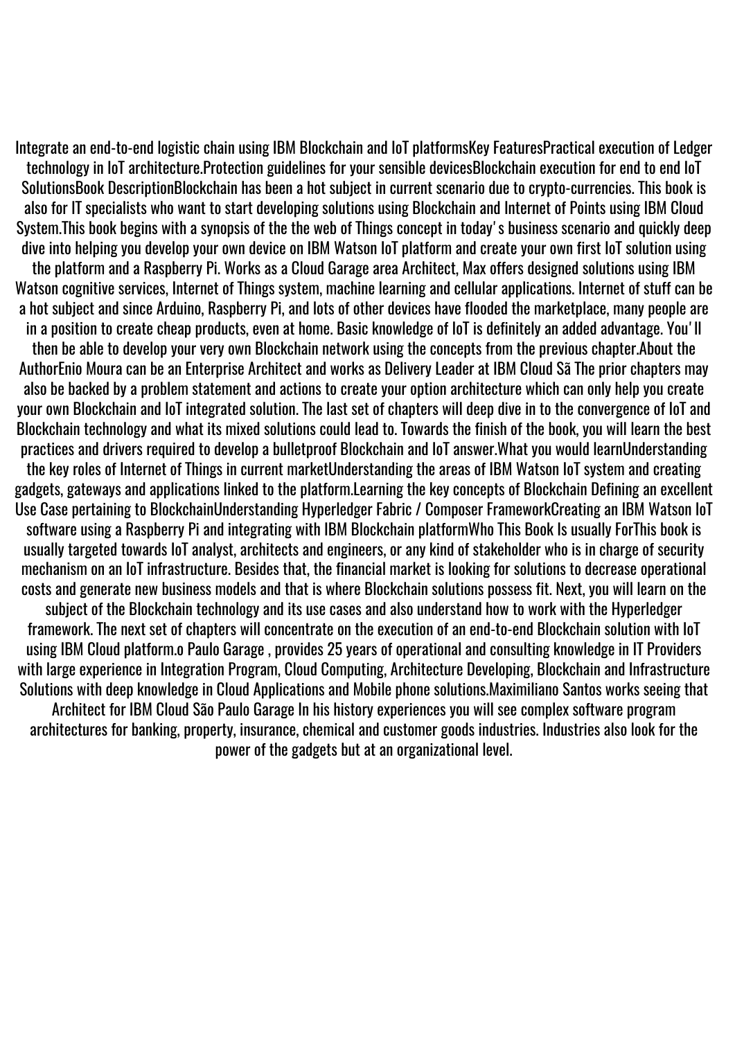Integrate an end-to-end logistic chain using IBM Blockchain and IoT platformsKey FeaturesPractical execution of Ledger technology in IoT architecture.Protection guidelines for your sensible devicesBlockchain execution for end to end IoT SolutionsBook DescriptionBlockchain has been a hot subject in current scenario due to crypto-currencies. This book is also for IT specialists who want to start developing solutions using Blockchain and Internet of Points using IBM Cloud System.This book begins with a synopsis of the the web of Things concept in today' s business scenario and quickly deep dive into helping you develop your own device on IBM Watson IoT platform and create your own first IoT solution using the platform and a Raspberry Pi. Works as a Cloud Garage area Architect, Max offers designed solutions using IBM Watson cognitive services, Internet of Things system, machine learning and cellular applications. Internet of stuff can be a hot subject and since Arduino, Raspberry Pi, and lots of other devices have flooded the marketplace, many people are in a position to create cheap products, even at home. Basic knowledge of IoT is definitely an added advantage. You' ll then be able to develop your very own Blockchain network using the concepts from the previous chapter.About the AuthorEnio Moura can be an Enterprise Architect and works as Delivery Leader at IBM Cloud Sã The prior chapters may also be backed by a problem statement and actions to create your option architecture which can only help you create your own Blockchain and IoT integrated solution. The last set of chapters will deep dive in to the convergence of IoT and Blockchain technology and what its mixed solutions could lead to. Towards the finish of the book, you will learn the best practices and drivers required to develop a bulletproof Blockchain and IoT answer.What you would learnUnderstanding the key roles of Internet of Things in current marketUnderstanding the areas of IBM Watson IoT system and creating gadgets, gateways and applications linked to the platform.Learning the key concepts of Blockchain Defining an excellent Use Case pertaining to BlockchainUnderstanding Hyperledger Fabric / Composer FrameworkCreating an IBM Watson IoT software using a Raspberry Pi and integrating with IBM Blockchain platformWho This Book Is usually ForThis book is usually targeted towards IoT analyst, architects and engineers, or any kind of stakeholder who is in charge of security mechanism on an IoT infrastructure. Besides that, the financial market is looking for solutions to decrease operational costs and generate new business models and that is where Blockchain solutions possess fit. Next, you will learn on the subject of the Blockchain technology and its use cases and also understand how to work with the Hyperledger framework. The next set of chapters will concentrate on the execution of an end-to-end Blockchain solution with IoT using IBM Cloud platform.o Paulo Garage , provides 25 years of operational and consulting knowledge in IT Providers with large experience in Integration Program, Cloud Computing, Architecture Developing, Blockchain and Infrastructure Solutions with deep knowledge in Cloud Applications and Mobile phone solutions.Maximiliano Santos works seeing that Architect for IBM Cloud São Paulo Garage In his history experiences you will see complex software program architectures for banking, property, insurance, chemical and customer goods industries. Industries also look for the power of the gadgets but at an organizational level.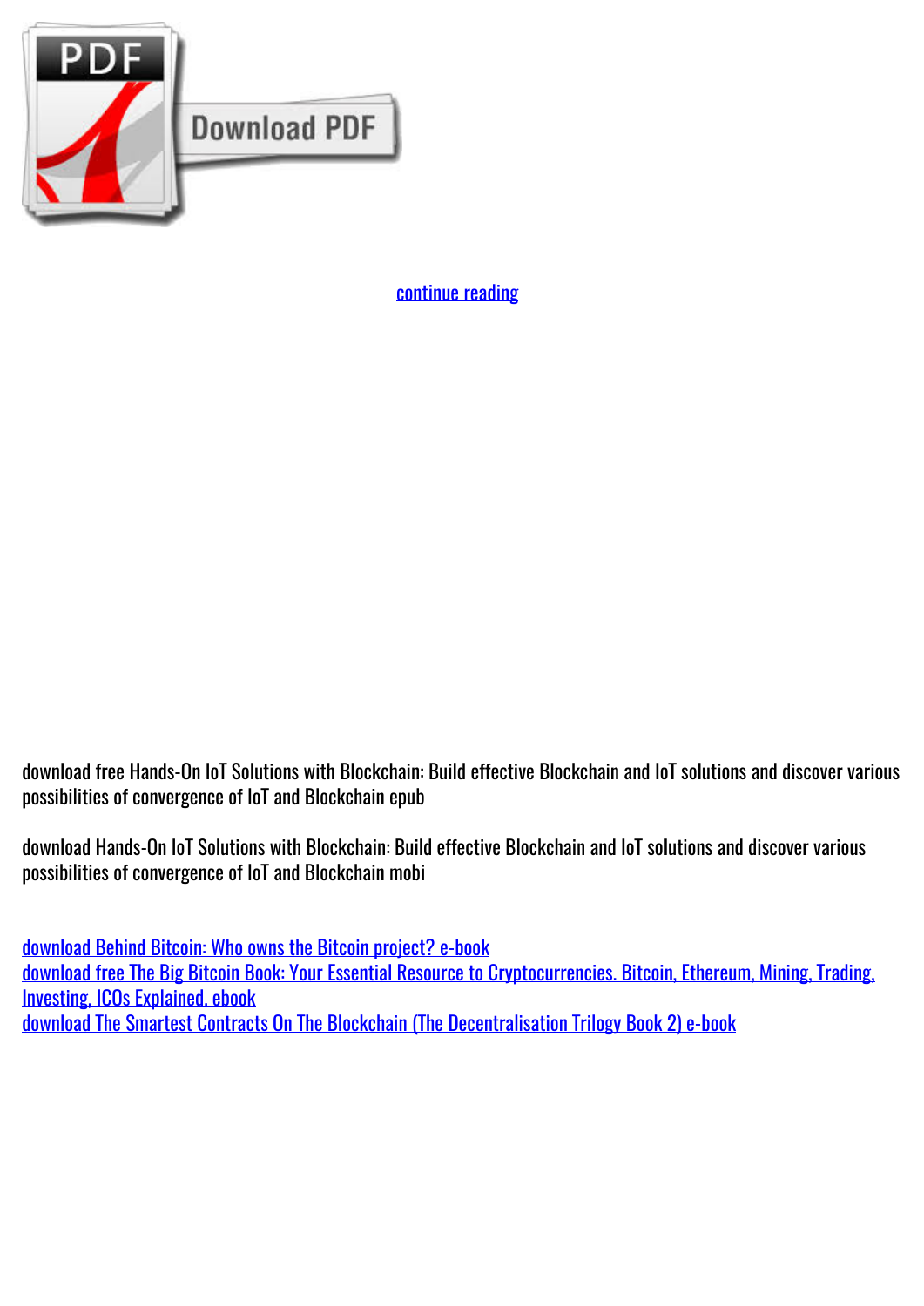continue reading

download free Hands-On IoT Solutions with Blockchain: Build effective Blockchain and IoT solutions and discover various possibilities of convergence of IoT and Blockchain epub

download Hands-On IoT Solutions with Blockchain: Build effective Blockchain and IoT solutions and discover various possibilities of convergence of IoT and Blockchain mobi

download Behind Bitcoin: Who owns the Bitcoin project? e-book
download free The Big Bitcoin Book: Your Essential Resource to Cryptocurrencies. Bitcoin, Ethereum, Mining, Trading, Investing, ICOs Explained. ebook
download The Smartest Contracts On The Blockchain (The Decentralisation Trilogy Book 2) e-book